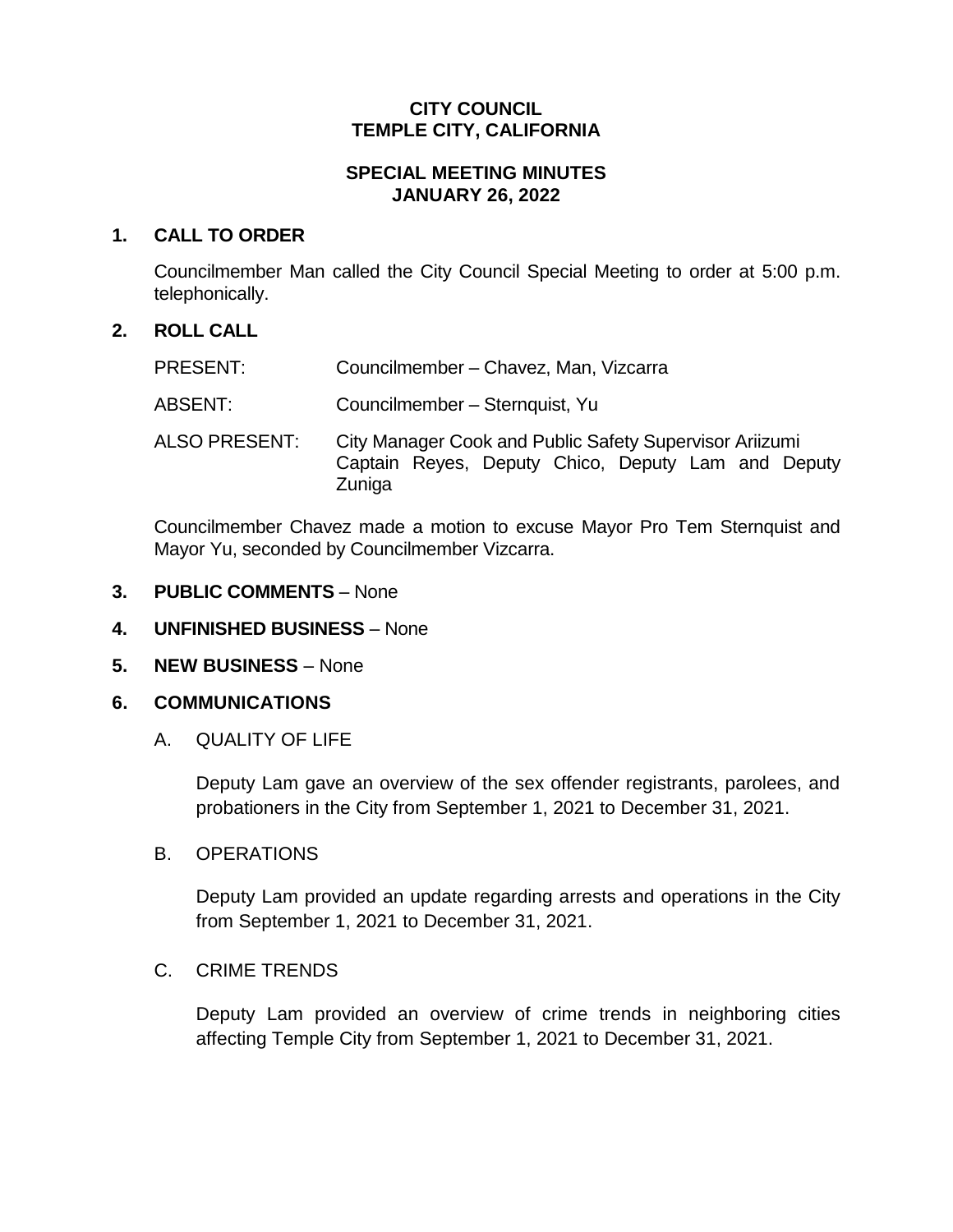# CITY COUNCIL
# TEMPLE CITY, CALIFORNIA

## SPECIAL MEETING MINUTES
## JANUARY 26, 2022

**1. CALL TO ORDER**

Councilmember Man called the City Council Special Meeting to order at 5:00 p.m. telephonically.

**2. ROLL CALL**

PRESENT: Councilmember – Chavez, Man, Vizcarra

ABSENT: Councilmember – Sternquist, Yu

ALSO PRESENT: City Manager Cook and Public Safety Supervisor Ariizumi Captain Reyes, Deputy Chico, Deputy Lam and Deputy Zuniga

Councilmember Chavez made a motion to excuse Mayor Pro Tem Sternquist and Mayor Yu, seconded by Councilmember Vizcarra.

**3. PUBLIC COMMENTS** – None

**4. UNFINISHED BUSINESS** – None

**5. NEW BUSINESS** – None

**6. COMMUNICATIONS**

A. QUALITY OF LIFE

Deputy Lam gave an overview of the sex offender registrants, parolees, and probationers in the City from September 1, 2021 to December 31, 2021.

B. OPERATIONS

Deputy Lam provided an update regarding arrests and operations in the City from September 1, 2021 to December 31, 2021.

C. CRIME TRENDS

Deputy Lam provided an overview of crime trends in neighboring cities affecting Temple City from September 1, 2021 to December 31, 2021.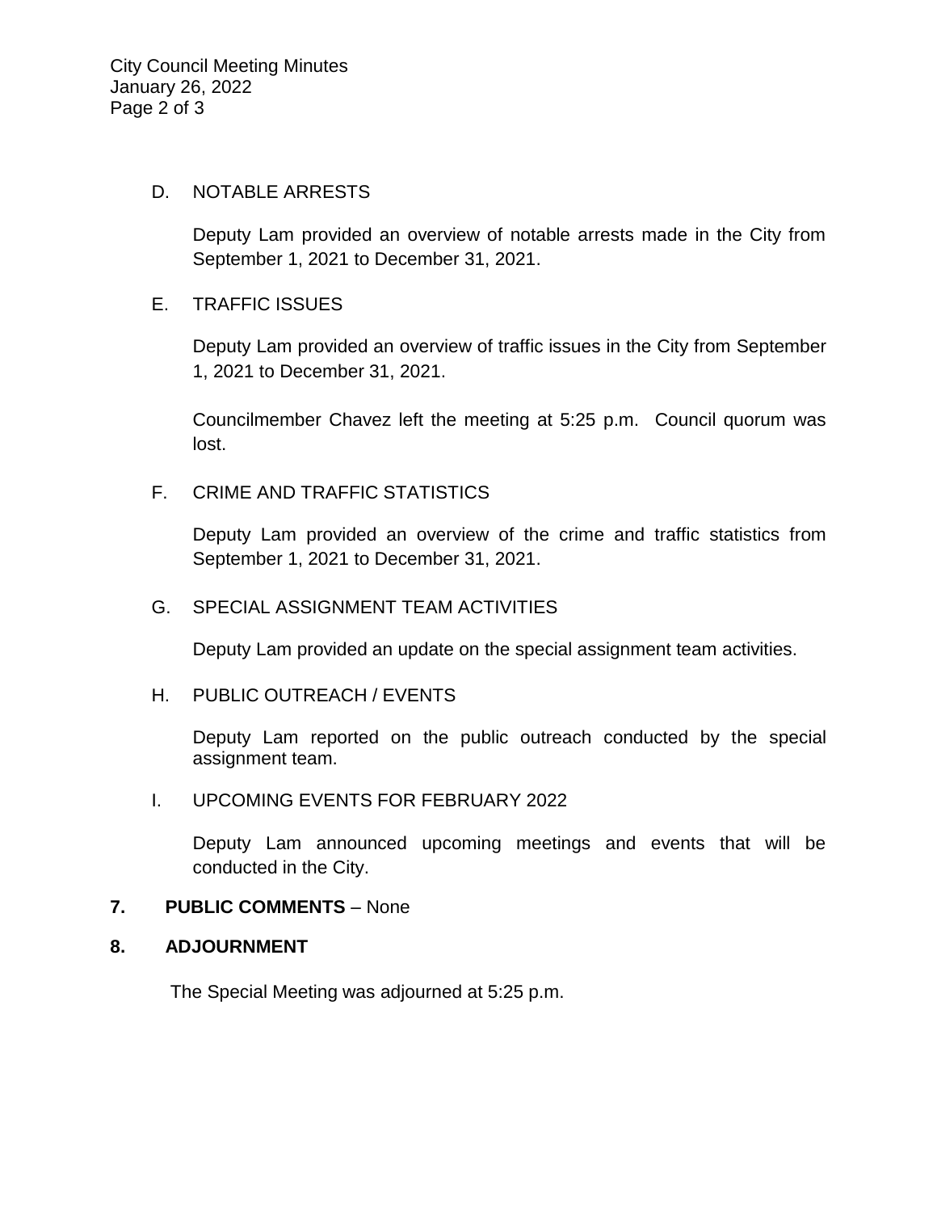D. NOTABLE ARRESTS

Deputy Lam provided an overview of notable arrests made in the City from September 1, 2021 to December 31, 2021.

E. TRAFFIC ISSUES

Deputy Lam provided an overview of traffic issues in the City from September 1, 2021 to December 31, 2021.

Councilmember Chavez left the meeting at 5:25 p.m. Council quorum was lost.

F. CRIME AND TRAFFIC STATISTICS

Deputy Lam provided an overview of the crime and traffic statistics from September 1, 2021 to December 31, 2021.

G. SPECIAL ASSIGNMENT TEAM ACTIVITIES

Deputy Lam provided an update on the special assignment team activities.

H. PUBLIC OUTREACH / EVENTS

Deputy Lam reported on the public outreach conducted by the special assignment team.

I. UPCOMING EVENTS FOR FEBRUARY 2022

Deputy Lam announced upcoming meetings and events that will be conducted in the City.

**7. PUBLIC COMMENTS** – None

**8. ADJOURNMENT**

The Special Meeting was adjourned at 5:25 p.m.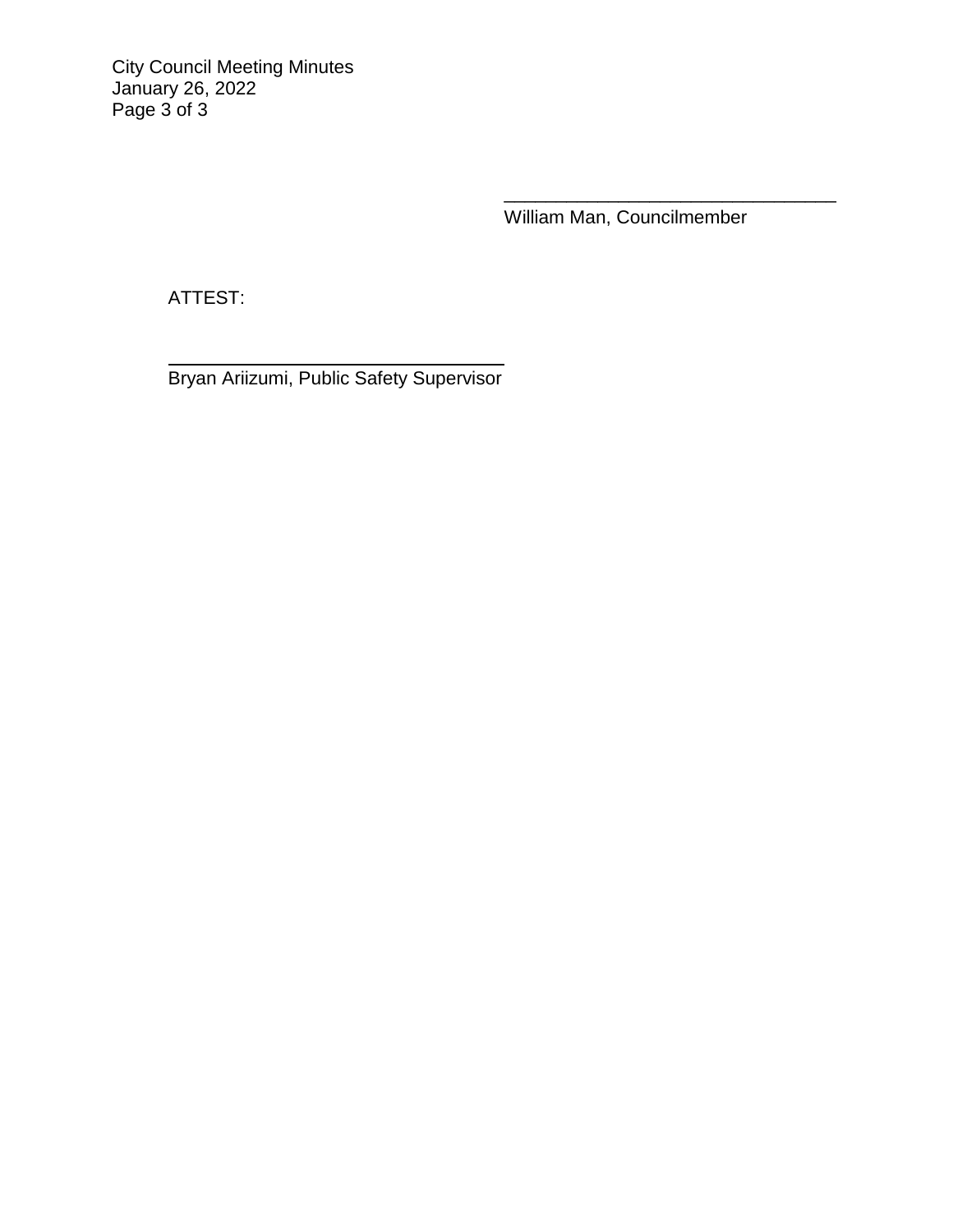\_\_\_\_\_\_\_\_\_\_\_\_\_\_\_\_\_\_\_\_\_\_\_\_\_\_\_\_\_\_\_\_
William Man, Councilmember

ATTEST:

\_\_\_\_\_\_\_\_\_\_\_\_\_\_\_\_\_\_\_\_\_\_\_\_\_\_\_\_\_\_\_\_
Bryan Ariizumi, Public Safety Supervisor